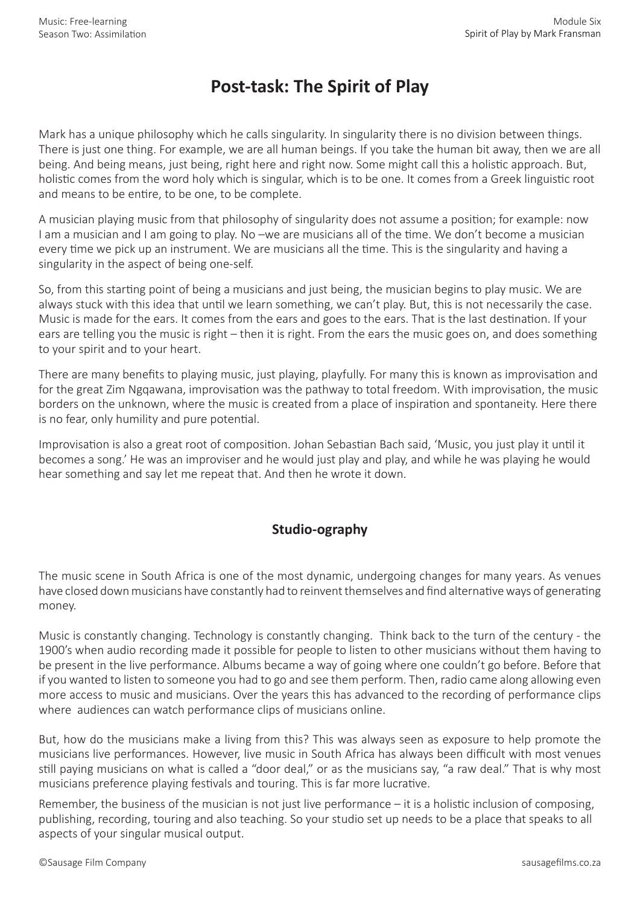# Post-task: The Spirit of Play

Mark has a unique philosophy which he calls singularity. In singularity there is no division between things. There is just one thing. For example, we are all human beings. If you take the human bit away, then we are all being. And being means, just being, right here and right now. Some might call this a holistic approach. But, holistic comes from the word holy which is singular, which is to be one. It comes from a Greek linguistic root and means to be entire, to be one, to be complete.

A musician playing music from that philosophy of singularity does not assume a position; for example: now I am a musician and I am going to play. No –we are musicians all of the time. We don't become a musician every time we pick up an instrument. We are musicians all the time. This is the singularity and having a singularity in the aspect of being one-self.

So, from this starting point of being a musicians and just being, the musician begins to play music. We are always stuck with this idea that until we learn something, we can't play. But, this is not necessarily the case. Music is made for the ears. It comes from the ears and goes to the ears. That is the last destination. If your ears are telling you the music is right – then it is right. From the ears the music goes on, and does something to your spirit and to your heart.

There are many benefits to playing music, just playing, playfully. For many this is known as improvisation and for the great Zim Ngqawana, improvisation was the pathway to total freedom. With improvisation, the music borders on the unknown, where the music is created from a place of inspiration and spontaneity. Here there is no fear, only humility and pure potential.

Improvisation is also a great root of composition. Johan Sebastian Bach said, 'Music, you just play it until it becomes a song.' He was an improviser and he would just play and play, and while he was playing he would hear something and say let me repeat that. And then he wrote it down.

## Studio-ography

The music scene in South Africa is one of the most dynamic, undergoing changes for many years. As venues have closed down musicians have constantly had to reinvent themselves and find alternative ways of generating money.

Music is constantly changing. Technology is constantly changing. Think back to the turn of the century - the 1900's when audio recording made it possible for people to listen to other musicians without them having to be present in the live performance. Albums became a way of going where one couldn't go before. Before that if you wanted to listen to someone you had to go and see them perform. Then, radio came along allowing even more access to music and musicians. Over the years this has advanced to the recording of performance clips where audiences can watch performance clips of musicians online.

But, how do the musicians make a living from this? This was always seen as exposure to help promote the musicians live performances. However, live music in South Africa has always been difficult with most venues still paying musicians on what is called a "door deal," or as the musicians say, "a raw deal." That is why most musicians preference playing festivals and touring. This is far more lucrative.

Remember, the business of the musician is not just live performance – it is a holistic inclusion of composing, publishing, recording, touring and also teaching. So your studio set up needs to be a place that speaks to all aspects of your singular musical output.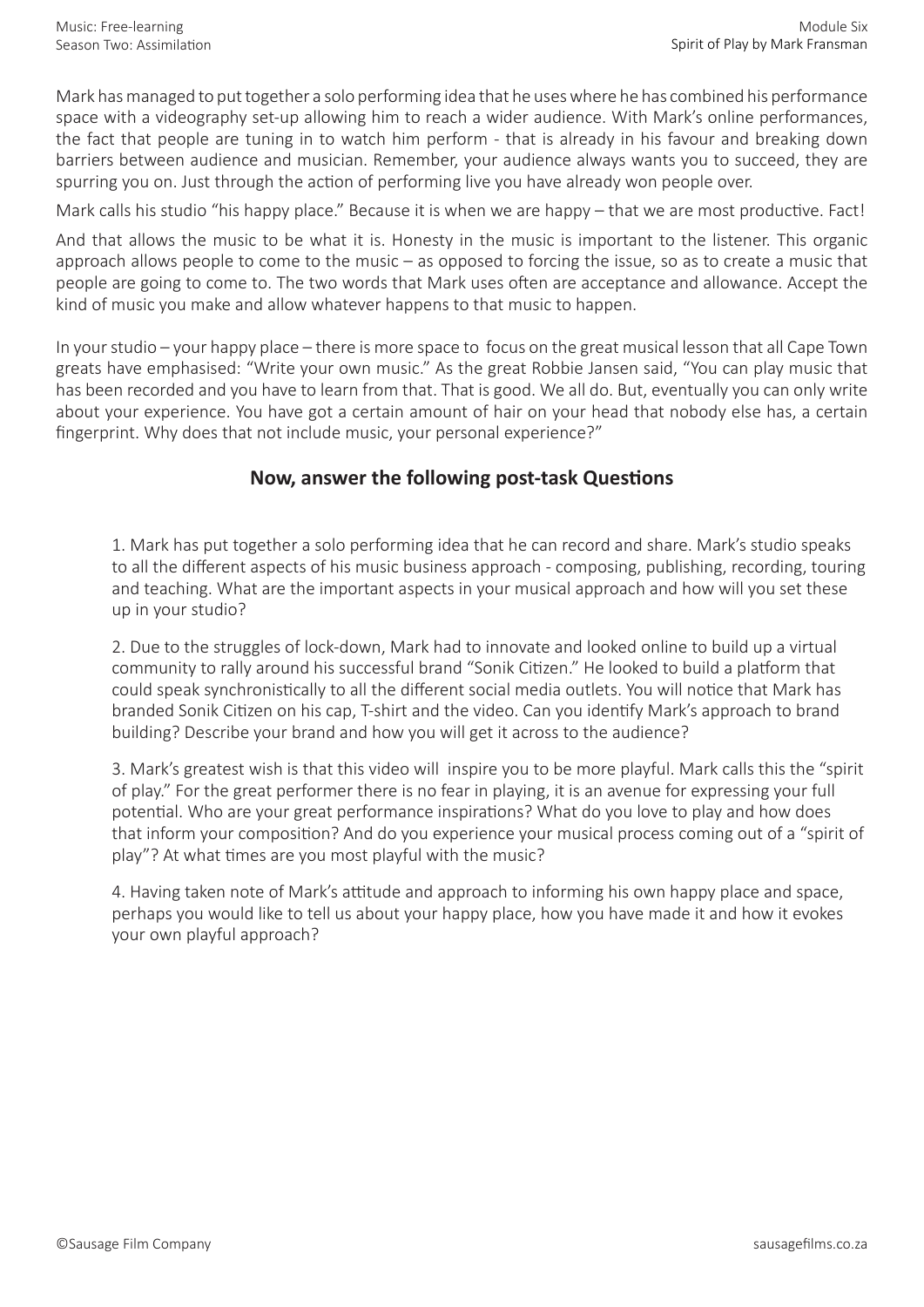Mark has managed to put together a solo performing idea that he uses where he has combined his performance space with a videography set-up allowing him to reach a wider audience. With Mark's online performances, the fact that people are tuning in to watch him perform - that is already in his favour and breaking down barriers between audience and musician. Remember, your audience always wants you to succeed, they are spurring you on. Just through the action of performing live you have already won people over.

Mark calls his studio "his happy place." Because it is when we are happy – that we are most productive. Fact!

And that allows the music to be what it is. Honesty in the music is important to the listener. This organic approach allows people to come to the music – as opposed to forcing the issue, so as to create a music that people are going to come to. The two words that Mark uses often are acceptance and allowance. Accept the kind of music you make and allow whatever happens to that music to happen.

In your studio – your happy place – there is more space to focus on the great musical lesson that all Cape Town greats have emphasised: "Write your own music." As the great Robbie Jansen said, "You can play music that has been recorded and you have to learn from that. That is good. We all do. But, eventually you can only write about your experience. You have got a certain amount of hair on your head that nobody else has, a certain fingerprint. Why does that not include music, your personal experience?"

## Now, answer the following post-task Questions

1. Mark has put together a solo performing idea that he can record and share. Mark's studio speaks to all the different aspects of his music business approach - composing, publishing, recording, touring and teaching. What are the important aspects in your musical approach and how will you set these up in your studio?

2. Due to the struggles of lock-down, Mark had to innovate and looked online to build up a virtual community to rally around his successful brand "Sonik Citizen." He looked to build a platform that could speak synchronistically to all the different social media outlets. You will notice that Mark has branded Sonik Citizen on his cap, T-shirt and the video. Can you identify Mark's approach to brand building? Describe your brand and how you will get it across to the audience?

3. Mark's greatest wish is that this video will inspire you to be more playful. Mark calls this the "spirit of play." For the great performer there is no fear in playing, it is an avenue for expressing your full potential. Who are your great performance inspirations? What do you love to play and how does that inform your composition? And do you experience your musical process coming out of a "spirit of play"? At what times are you most playful with the music?

4. Having taken note of Mark's attitude and approach to informing his own happy place and space, perhaps you would like to tell us about your happy place, how you have made it and how it evokes your own playful approach?